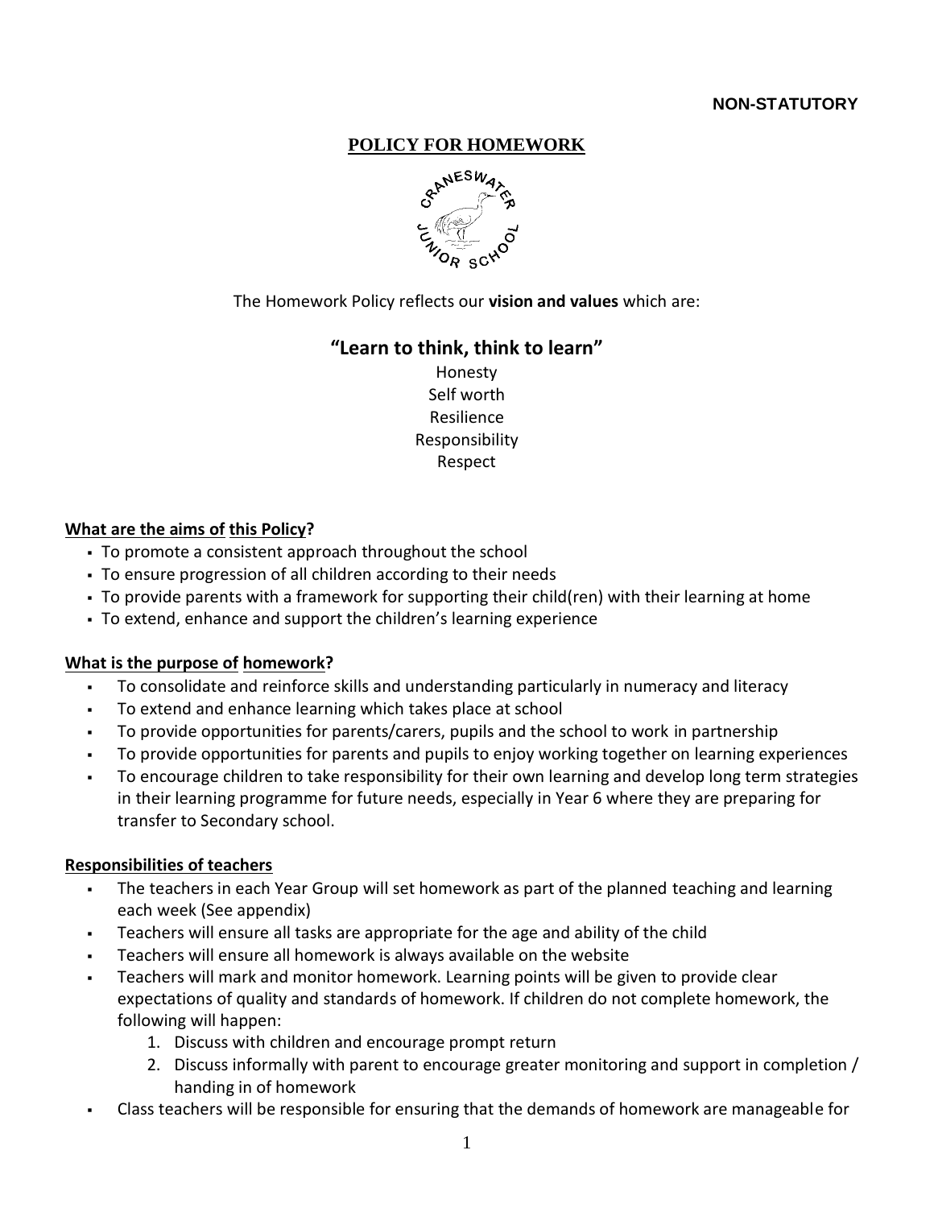**NON-STATUTORY**

# POLICY FOR HOMEWORK

CRANESWATER JUNIOR SCHOOL

The Homework Policy reflects our **vision and values** which are:

## "Learn to think, think to learn"

Honesty
Self worth
Resilience
Responsibility
Respect

### What are the aims of this Policy?

- To promote a consistent approach throughout the school
- To ensure progression of all children according to their needs
- To provide parents with a framework for supporting their child(ren) with their learning at home
- To extend, enhance and support the children's learning experience

### What is the purpose of homework?

- To consolidate and reinforce skills and understanding particularly in numeracy and literacy
- To extend and enhance learning which takes place at school
- To provide opportunities for parents/carers, pupils and the school to work in partnership
- To provide opportunities for parents and pupils to enjoy working together on learning experiences
- To encourage children to take responsibility for their own learning and develop long term strategies in their learning programme for future needs, especially in Year 6 where they are preparing for transfer to Secondary school.

### Responsibilities of teachers

- The teachers in each Year Group will set homework as part of the planned teaching and learning each week (See appendix)
- Teachers will ensure all tasks are appropriate for the age and ability of the child
- Teachers will ensure all homework is always available on the website
- Teachers will mark and monitor homework. Learning points will be given to provide clear expectations of quality and standards of homework. If children do not complete homework, the following will happen:
    1. Discuss with children and encourage prompt return
    2. Discuss informally with parent to encourage greater monitoring and support in completion / handing in of homework
- Class teachers will be responsible for ensuring that the demands of homework are manageable for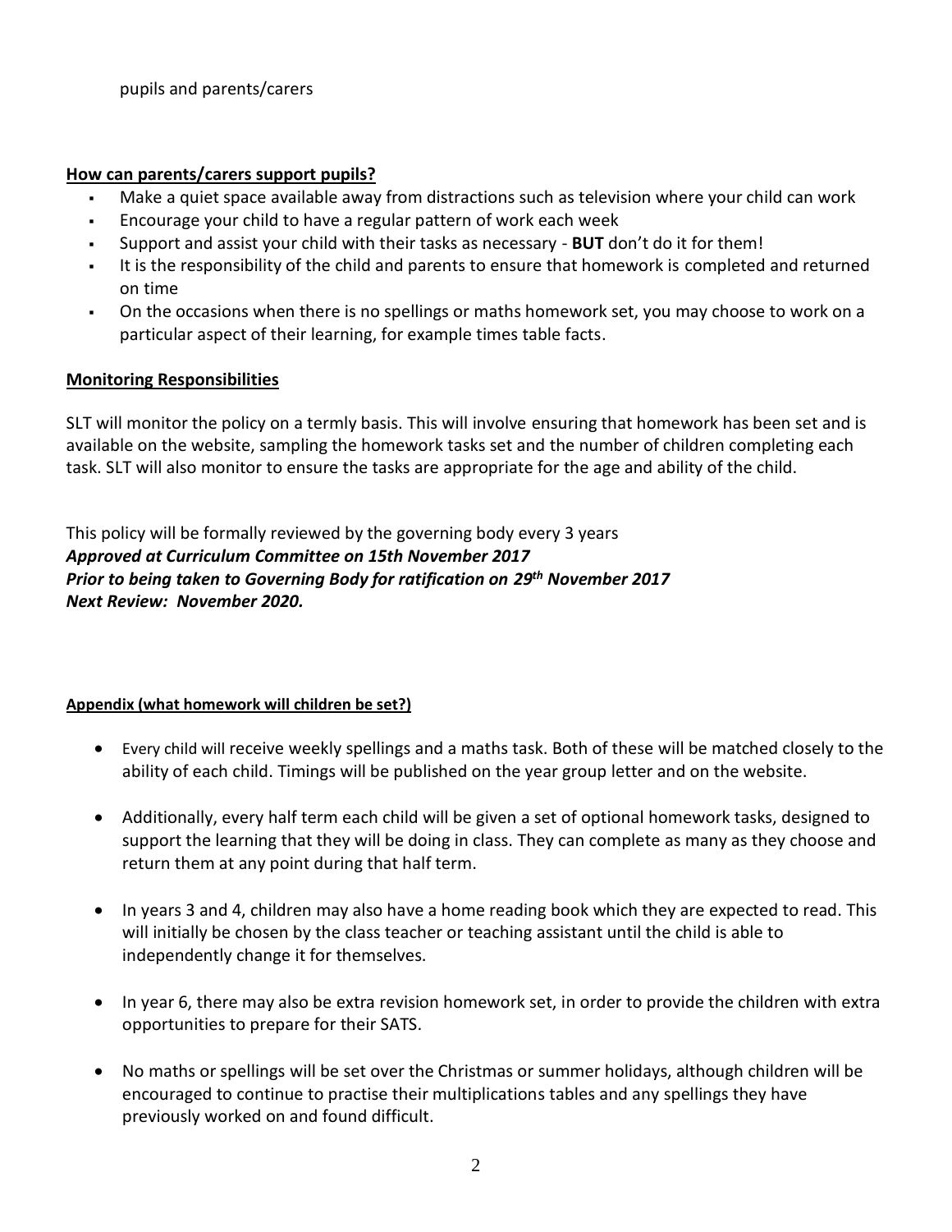pupils and parents/carers

**How can parents/carers support pupils?**

- Make a quiet space available away from distractions such as television where your child can work
- Encourage your child to have a regular pattern of work each week
- Support and assist your child with their tasks as necessary - **BUT** don't do it for them!
- It is the responsibility of the child and parents to ensure that homework is completed and returned on time
- On the occasions when there is no spellings or maths homework set, you may choose to work on a particular aspect of their learning, for example times table facts.

**Monitoring Responsibilities**

SLT will monitor the policy on a termly basis. This will involve ensuring that homework has been set and is available on the website, sampling the homework tasks set and the number of children completing each task. SLT will also monitor to ensure the tasks are appropriate for the age and ability of the child.

This policy will be formally reviewed by the governing body every 3 years
***Approved at Curriculum Committee on 15th November 2017***
***Prior to being taken to Governing Body for ratification on 29th November 2017***
***Next Review: November 2020.***

**Appendix (what homework will children be set?)**

- Every child will receive weekly spellings and a maths task. Both of these will be matched closely to the ability of each child. Timings will be published on the year group letter and on the website.
- Additionally, every half term each child will be given a set of optional homework tasks, designed to support the learning that they will be doing in class. They can complete as many as they choose and return them at any point during that half term.
- In years 3 and 4, children may also have a home reading book which they are expected to read. This will initially be chosen by the class teacher or teaching assistant until the child is able to independently change it for themselves.
- In year 6, there may also be extra revision homework set, in order to provide the children with extra opportunities to prepare for their SATS.
- No maths or spellings will be set over the Christmas or summer holidays, although children will be encouraged to continue to practise their multiplications tables and any spellings they have previously worked on and found difficult.